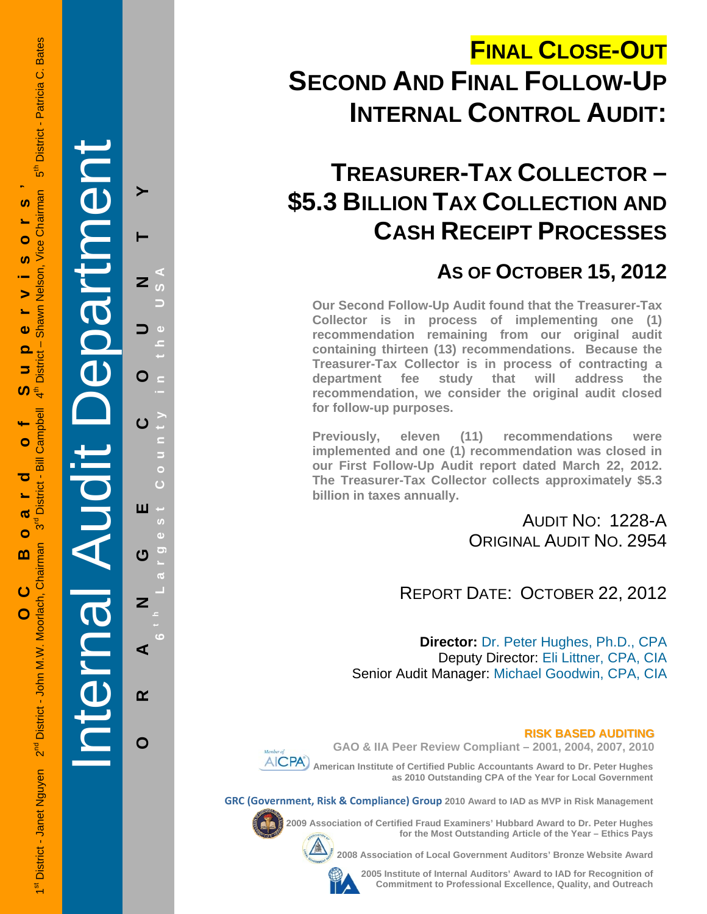OC Board of Supervisors' — 1st District - Janet Nguyen · 2nd District - John M.W. Moorlach, Chairman · 3rd District - Bill Campbell · 4th District – Shawn Nelson, Vice Chairman · 5th District - Patricia C. Bates

Internal Audit Department

ORANGE COUNTY — 6th Largest County in the USA

# FINAL CLOSE-OUT
# SECOND AND FINAL FOLLOW-UP INTERNAL CONTROL AUDIT:

## TREASURER-TAX COLLECTOR – $5.3 BILLION TAX COLLECTION AND CASH RECEIPT PROCESSES

### AS OF OCTOBER 15, 2012

**Our Second Follow-Up Audit found that the Treasurer-Tax Collector is in process of implementing one (1) recommendation remaining from our original audit containing thirteen (13) recommendations. Because the Treasurer-Tax Collector is in process of contracting a department fee study that will address the recommendation, we consider the original audit closed for follow-up purposes.**

**Previously, eleven (11) recommendations were implemented and one (1) recommendation was closed in our First Follow-Up Audit report dated March 22, 2012. The Treasurer-Tax Collector collects approximately $5.3 billion in taxes annually.**

AUDIT NO: 1228-A
ORIGINAL AUDIT NO. 2954

REPORT DATE: OCTOBER 22, 2012

**Director:** Dr. Peter Hughes, Ph.D., CPA
Deputy Director: Eli Littner, CPA, CIA
Senior Audit Manager: Michael Goodwin, CPA, CIA

**RISK BASED AUDITING**

**GAO & IIA Peer Review Compliant – 2001, 2004, 2007, 2010**

Member of AICPA

**American Institute of Certified Public Accountants Award to Dr. Peter Hughes as 2010 Outstanding CPA of the Year for Local Government**

**GRC (Government, Risk & Compliance) Group 2010 Award to IAD as MVP in Risk Management**

**2009 Association of Certified Fraud Examiners' Hubbard Award to Dr. Peter Hughes for the Most Outstanding Article of the Year – Ethics Pays**

**2008 Association of Local Government Auditors' Bronze Website Award**

**2005 Institute of Internal Auditors' Award to IAD for Recognition of Commitment to Professional Excellence, Quality, and Outreach**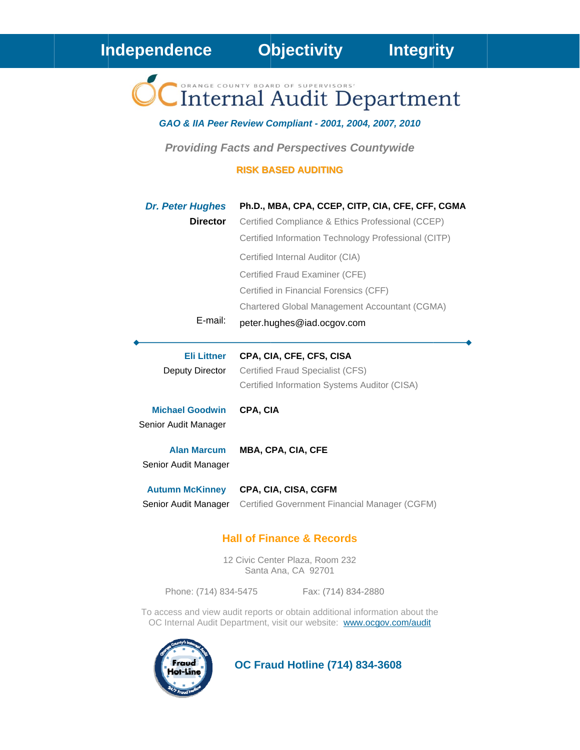**Independence Objectivity Integrity**

ORANGE COUNTY BOARD OF SUPERVISORS'

# Internal Audit Department

***GAO & IIA Peer Review Compliant - 2001, 2004, 2007, 2010***

***Providing Facts and Perspectives Countywide***

**RISK BASED AUDITING**

***Dr. Peter Hughes*** — **Ph.D., MBA, CPA, CCEP, CITP, CIA, CFE, CFF, CGMA**

**Director**

Certified Compliance & Ethics Professional (CCEP)
Certified Information Technology Professional (CITP)
Certified Internal Auditor (CIA)
Certified Fraud Examiner (CFE)
Certified in Financial Forensics (CFF)
Chartered Global Management Accountant (CGMA)

E-mail: peter.hughes@iad.ocgov.com

---

**Eli Littner** — **CPA, CIA, CFE, CFS, CISA**

Deputy Director

Certified Fraud Specialist (CFS)
Certified Information Systems Auditor (CISA)

**Michael Goodwin** — **CPA, CIA**

Senior Audit Manager

**Alan Marcum** — **MBA, CPA, CIA, CFE**

Senior Audit Manager

**Autumn McKinney** — **CPA, CIA, CISA, CGFM**

Senior Audit Manager

Certified Government Financial Manager (CGFM)

## Hall of Finance & Records

12 Civic Center Plaza, Room 232
Santa Ana, CA 92701

Phone: (714) 834-5475 Fax: (714) 834-2880

To access and view audit reports or obtain additional information about the OC Internal Audit Department, visit our website: www.ocgov.com/audit

**OC Fraud Hotline (714) 834-3608**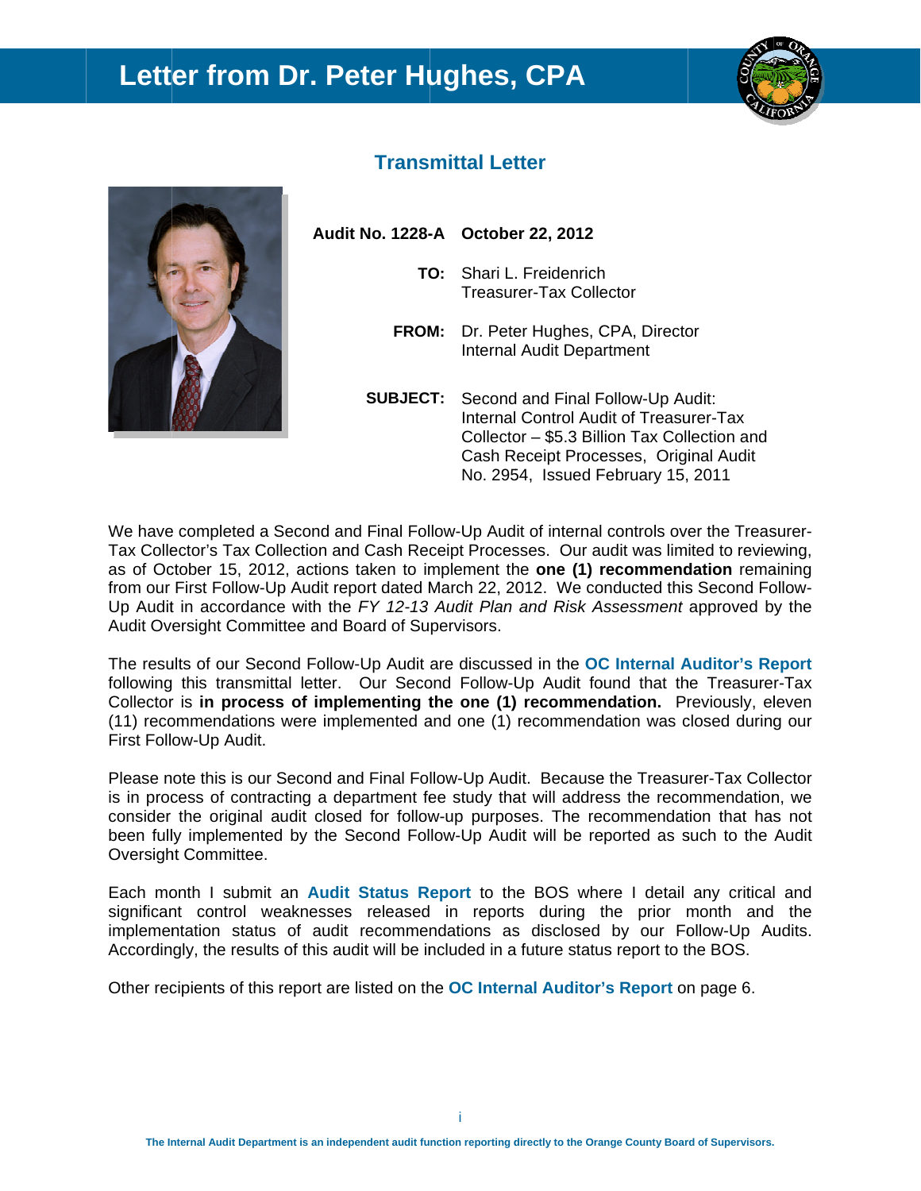# Letter from Dr. Peter Hughes, CPA

## Transmittal Letter

**Audit No. 1228-A** **October 22, 2012**

**TO:** Shari L. Freidenrich
Treasurer-Tax Collector

**FROM:** Dr. Peter Hughes, CPA, Director
Internal Audit Department

**SUBJECT:** Second and Final Follow-Up Audit: Internal Control Audit of Treasurer-Tax Collector – $5.3 Billion Tax Collection and Cash Receipt Processes, Original Audit No. 2954, Issued February 15, 2011

We have completed a Second and Final Follow-Up Audit of internal controls over the Treasurer-Tax Collector's Tax Collection and Cash Receipt Processes. Our audit was limited to reviewing, as of October 15, 2012, actions taken to implement the **one (1) recommendation** remaining from our First Follow-Up Audit report dated March 22, 2012. We conducted this Second Follow-Up Audit in accordance with the *FY 12-13 Audit Plan and Risk Assessment* approved by the Audit Oversight Committee and Board of Supervisors.

The results of our Second Follow-Up Audit are discussed in the **OC Internal Auditor's Report** following this transmittal letter. Our Second Follow-Up Audit found that the Treasurer-Tax Collector is **in process of implementing the one (1) recommendation.** Previously, eleven (11) recommendations were implemented and one (1) recommendation was closed during our First Follow-Up Audit.

Please note this is our Second and Final Follow-Up Audit. Because the Treasurer-Tax Collector is in process of contracting a department fee study that will address the recommendation, we consider the original audit closed for follow-up purposes. The recommendation that has not been fully implemented by the Second Follow-Up Audit will be reported as such to the Audit Oversight Committee.

Each month I submit an **Audit Status Report** to the BOS where I detail any critical and significant control weaknesses released in reports during the prior month and the implementation status of audit recommendations as disclosed by our Follow-Up Audits. Accordingly, the results of this audit will be included in a future status report to the BOS.

Other recipients of this report are listed on the **OC Internal Auditor's Report** on page 6.

**The Internal Audit Department is an independent audit function reporting directly to the Orange County Board of Supervisors.**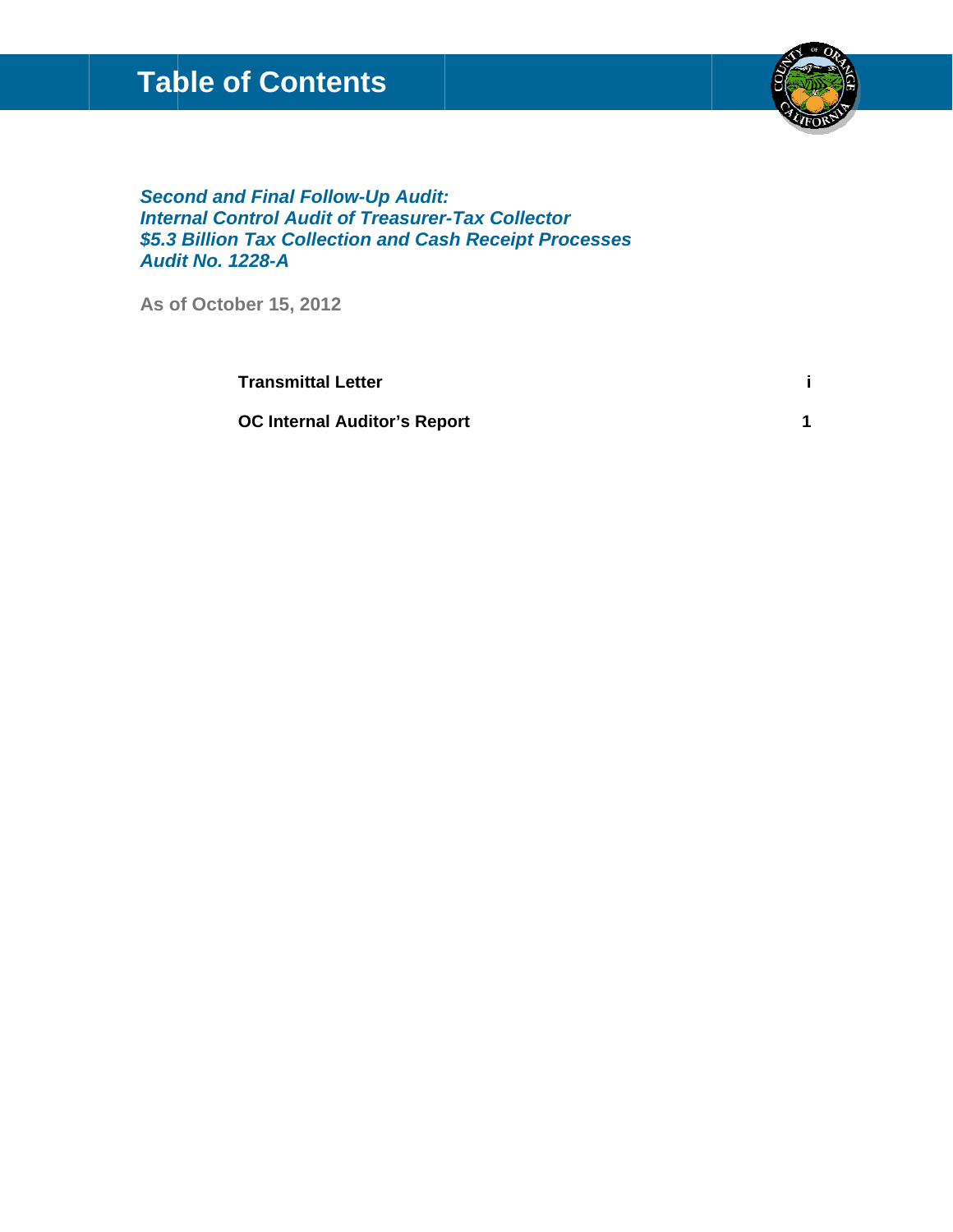# Table of Contents

***Second and Final Follow-Up Audit:***
***Internal Control Audit of Treasurer-Tax Collector***
***$5.3 Billion Tax Collection and Cash Receipt Processes***
***Audit No. 1228-A***

**As of October 15, 2012**

| | |
|---|---|
| **Transmittal Letter** | **i** |
| **OC Internal Auditor's Report** | **1** |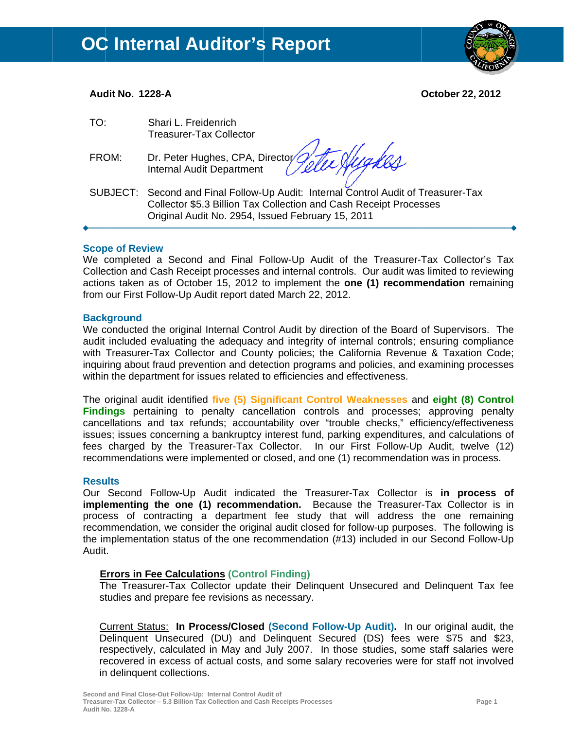# OC Internal Auditor's Report

**Audit No. 1228-A** **October 22, 2012**

TO: Shari L. Freidenrich
Treasurer-Tax Collector

FROM: Dr. Peter Hughes, CPA, Director
Internal Audit Department

SUBJECT: Second and Final Follow-Up Audit: Internal Control Audit of Treasurer-Tax Collector $5.3 Billion Tax Collection and Cash Receipt Processes
Original Audit No. 2954, Issued February 15, 2011

---

## Scope of Review

We completed a Second and Final Follow-Up Audit of the Treasurer-Tax Collector's Tax Collection and Cash Receipt processes and internal controls. Our audit was limited to reviewing actions taken as of October 15, 2012 to implement the **one (1) recommendation** remaining from our First Follow-Up Audit report dated March 22, 2012.

## Background

We conducted the original Internal Control Audit by direction of the Board of Supervisors. The audit included evaluating the adequacy and integrity of internal controls; ensuring compliance with Treasurer-Tax Collector and County policies; the California Revenue & Taxation Code; inquiring about fraud prevention and detection programs and policies, and examining processes within the department for issues related to efficiencies and effectiveness.

The original audit identified **five (5) Significant Control Weaknesses** and **eight (8) Control Findings** pertaining to penalty cancellation controls and processes; approving penalty cancellations and tax refunds; accountability over "trouble checks," efficiency/effectiveness issues; issues concerning a bankruptcy interest fund, parking expenditures, and calculations of fees charged by the Treasurer-Tax Collector. In our First Follow-Up Audit, twelve (12) recommendations were implemented or closed, and one (1) recommendation was in process.

## Results

Our Second Follow-Up Audit indicated the Treasurer-Tax Collector is **in process of implementing the one (1) recommendation.** Because the Treasurer-Tax Collector is in process of contracting a department fee study that will address the one remaining recommendation, we consider the original audit closed for follow-up purposes. The following is the implementation status of the one recommendation (#13) included in our Second Follow-Up Audit.

**Errors in Fee Calculations** **(Control Finding)**
The Treasurer-Tax Collector update their Delinquent Unsecured and Delinquent Tax fee studies and prepare fee revisions as necessary.

Current Status: **In Process/Closed (Second Follow-Up Audit).** In our original audit, the Delinquent Unsecured (DU) and Delinquent Secured (DS) fees were $75 and $23, respectively, calculated in May and July 2007. In those studies, some staff salaries were recovered in excess of actual costs, and some salary recoveries were for staff not involved in delinquent collections.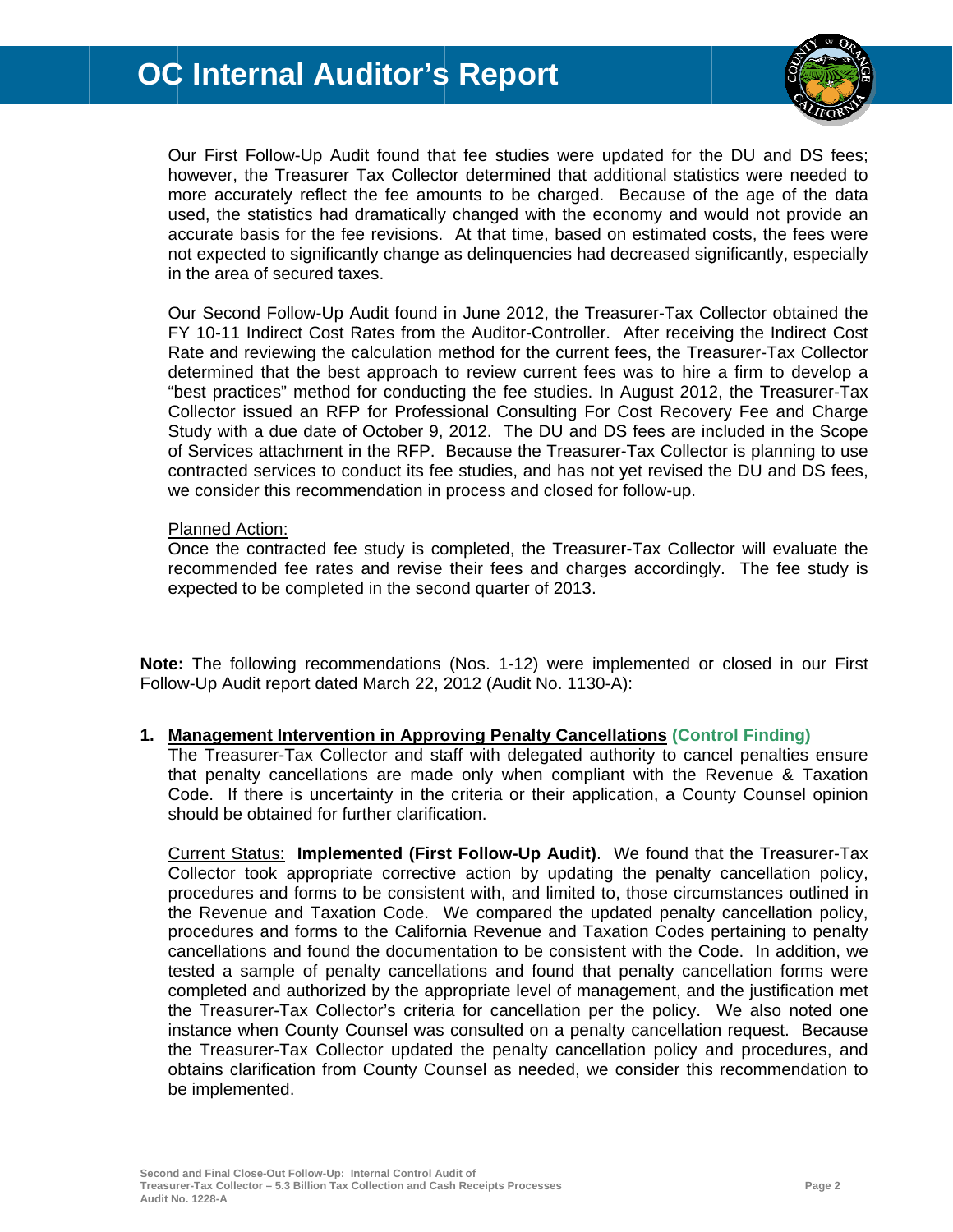Our First Follow-Up Audit found that fee studies were updated for the DU and DS fees; however, the Treasurer Tax Collector determined that additional statistics were needed to more accurately reflect the fee amounts to be charged. Because of the age of the data used, the statistics had dramatically changed with the economy and would not provide an accurate basis for the fee revisions. At that time, based on estimated costs, the fees were not expected to significantly change as delinquencies had decreased significantly, especially in the area of secured taxes.

Our Second Follow-Up Audit found in June 2012, the Treasurer-Tax Collector obtained the FY 10-11 Indirect Cost Rates from the Auditor-Controller. After receiving the Indirect Cost Rate and reviewing the calculation method for the current fees, the Treasurer-Tax Collector determined that the best approach to review current fees was to hire a firm to develop a "best practices" method for conducting the fee studies. In August 2012, the Treasurer-Tax Collector issued an RFP for Professional Consulting For Cost Recovery Fee and Charge Study with a due date of October 9, 2012. The DU and DS fees are included in the Scope of Services attachment in the RFP. Because the Treasurer-Tax Collector is planning to use contracted services to conduct its fee studies, and has not yet revised the DU and DS fees, we consider this recommendation in process and closed for follow-up.

Planned Action:
Once the contracted fee study is completed, the Treasurer-Tax Collector will evaluate the recommended fee rates and revise their fees and charges accordingly. The fee study is expected to be completed in the second quarter of 2013.

**Note:** The following recommendations (Nos. 1-12) were implemented or closed in our First Follow-Up Audit report dated March 22, 2012 (Audit No. 1130-A):

1. **Management Intervention in Approving Penalty Cancellations (Control Finding)**
   The Treasurer-Tax Collector and staff with delegated authority to cancel penalties ensure that penalty cancellations are made only when compliant with the Revenue & Taxation Code. If there is uncertainty in the criteria or their application, a County Counsel opinion should be obtained for further clarification.

   Current Status: **Implemented (First Follow-Up Audit)**. We found that the Treasurer-Tax Collector took appropriate corrective action by updating the penalty cancellation policy, procedures and forms to be consistent with, and limited to, those circumstances outlined in the Revenue and Taxation Code. We compared the updated penalty cancellation policy, procedures and forms to the California Revenue and Taxation Codes pertaining to penalty cancellations and found the documentation to be consistent with the Code. In addition, we tested a sample of penalty cancellations and found that penalty cancellation forms were completed and authorized by the appropriate level of management, and the justification met the Treasurer-Tax Collector's criteria for cancellation per the policy. We also noted one instance when County Counsel was consulted on a penalty cancellation request. Because the Treasurer-Tax Collector updated the penalty cancellation policy and procedures, and obtains clarification from County Counsel as needed, we consider this recommendation to be implemented.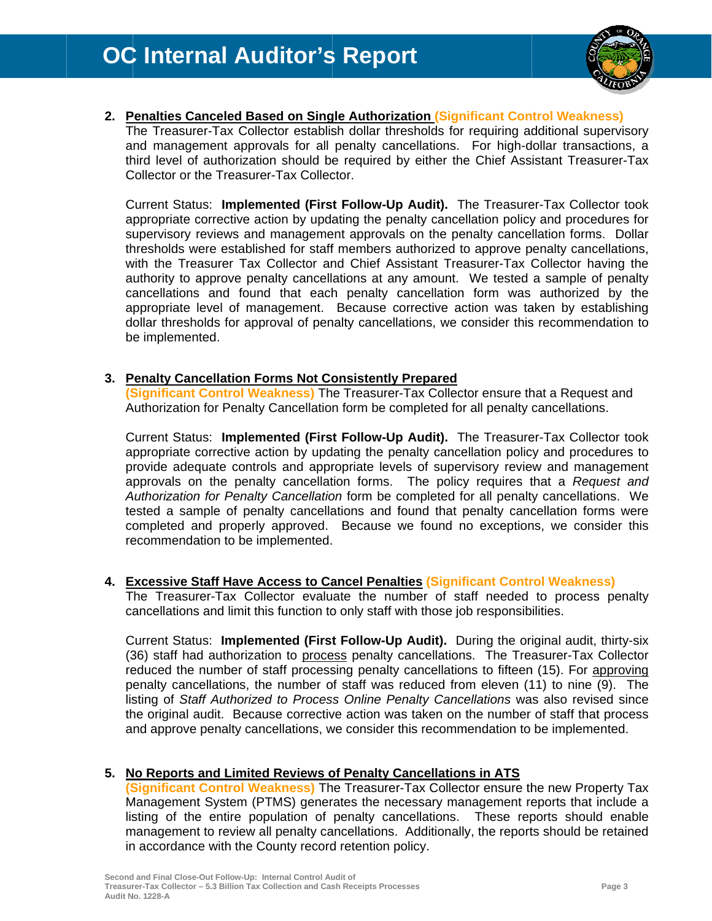2. **Penalties Canceled Based on Single Authorization (Significant Control Weakness)**
   The Treasurer-Tax Collector establish dollar thresholds for requiring additional supervisory and management approvals for all penalty cancellations. For high-dollar transactions, a third level of authorization should be required by either the Chief Assistant Treasurer-Tax Collector or the Treasurer-Tax Collector.

   Current Status: **Implemented (First Follow-Up Audit).** The Treasurer-Tax Collector took appropriate corrective action by updating the penalty cancellation policy and procedures for supervisory reviews and management approvals on the penalty cancellation forms. Dollar thresholds were established for staff members authorized to approve penalty cancellations, with the Treasurer Tax Collector and Chief Assistant Treasurer-Tax Collector having the authority to approve penalty cancellations at any amount. We tested a sample of penalty cancellations and found that each penalty cancellation form was authorized by the appropriate level of management. Because corrective action was taken by establishing dollar thresholds for approval of penalty cancellations, we consider this recommendation to be implemented.

3. **Penalty Cancellation Forms Not Consistently Prepared (Significant Control Weakness)** The Treasurer-Tax Collector ensure that a Request and Authorization for Penalty Cancellation form be completed for all penalty cancellations.

   Current Status: **Implemented (First Follow-Up Audit).** The Treasurer-Tax Collector took appropriate corrective action by updating the penalty cancellation policy and procedures to provide adequate controls and appropriate levels of supervisory review and management approvals on the penalty cancellation forms. The policy requires that a *Request and Authorization for Penalty Cancellation* form be completed for all penalty cancellations. We tested a sample of penalty cancellations and found that penalty cancellation forms were completed and properly approved. Because we found no exceptions, we consider this recommendation to be implemented.

4. **Excessive Staff Have Access to Cancel Penalties (Significant Control Weakness)**
   The Treasurer-Tax Collector evaluate the number of staff needed to process penalty cancellations and limit this function to only staff with those job responsibilities.

   Current Status: **Implemented (First Follow-Up Audit).** During the original audit, thirty-six (36) staff had authorization to process penalty cancellations. The Treasurer-Tax Collector reduced the number of staff processing penalty cancellations to fifteen (15). For approving penalty cancellations, the number of staff was reduced from eleven (11) to nine (9). The listing of *Staff Authorized to Process Online Penalty Cancellations* was also revised since the original audit. Because corrective action was taken on the number of staff that process and approve penalty cancellations, we consider this recommendation to be implemented.

5. **No Reports and Limited Reviews of Penalty Cancellations in ATS (Significant Control Weakness)** The Treasurer-Tax Collector ensure the new Property Tax Management System (PTMS) generates the necessary management reports that include a listing of the entire population of penalty cancellations. These reports should enable management to review all penalty cancellations. Additionally, the reports should be retained in accordance with the County record retention policy.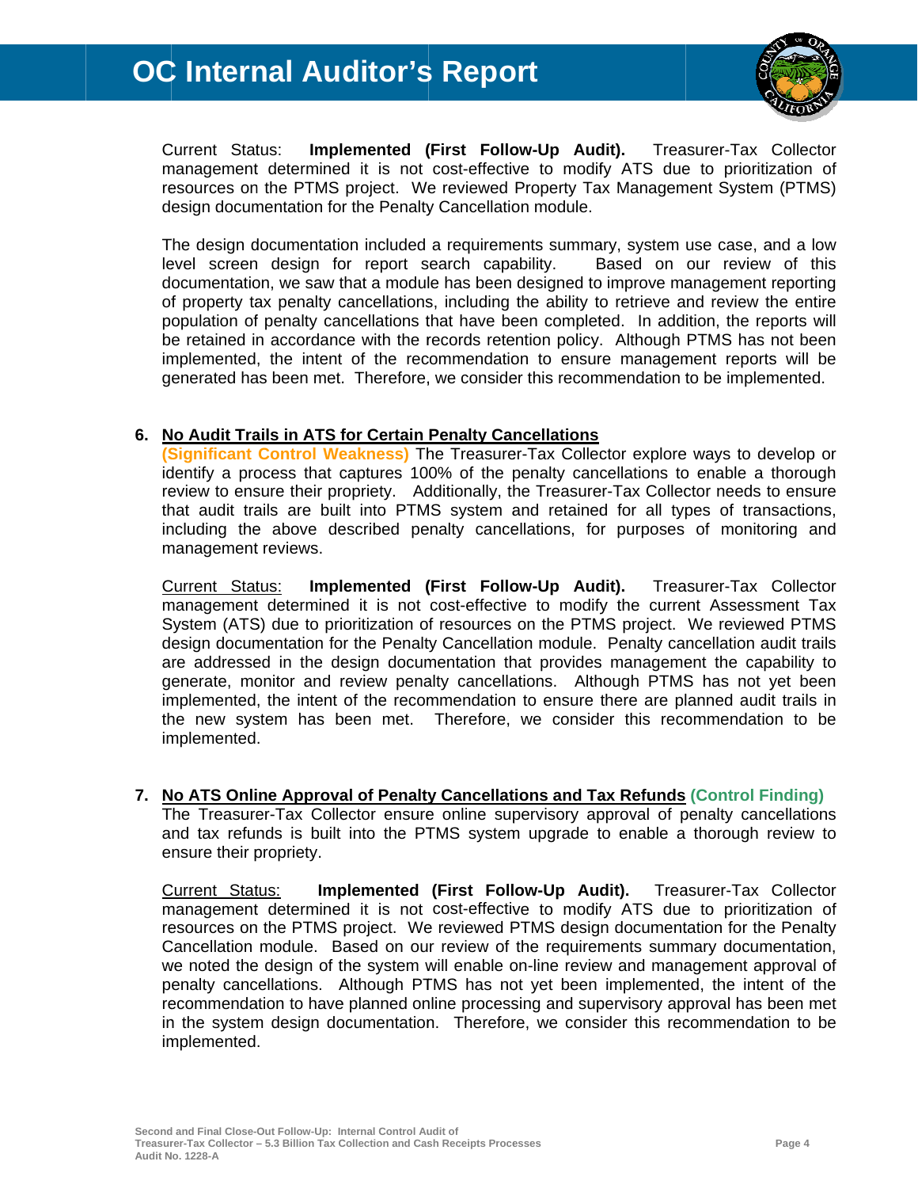Current Status: **Implemented (First Follow-Up Audit).** Treasurer-Tax Collector management determined it is not cost-effective to modify ATS due to prioritization of resources on the PTMS project. We reviewed Property Tax Management System (PTMS) design documentation for the Penalty Cancellation module.

The design documentation included a requirements summary, system use case, and a low level screen design for report search capability. Based on our review of this documentation, we saw that a module has been designed to improve management reporting of property tax penalty cancellations, including the ability to retrieve and review the entire population of penalty cancellations that have been completed. In addition, the reports will be retained in accordance with the records retention policy. Although PTMS has not been implemented, the intent of the recommendation to ensure management reports will be generated has been met. Therefore, we consider this recommendation to be implemented.

**6. No Audit Trails in ATS for Certain Penalty Cancellations**

**(Significant Control Weakness)** The Treasurer-Tax Collector explore ways to develop or identify a process that captures 100% of the penalty cancellations to enable a thorough review to ensure their propriety. Additionally, the Treasurer-Tax Collector needs to ensure that audit trails are built into PTMS system and retained for all types of transactions, including the above described penalty cancellations, for purposes of monitoring and management reviews.

Current Status: **Implemented (First Follow-Up Audit).** Treasurer-Tax Collector management determined it is not cost-effective to modify the current Assessment Tax System (ATS) due to prioritization of resources on the PTMS project. We reviewed PTMS design documentation for the Penalty Cancellation module. Penalty cancellation audit trails are addressed in the design documentation that provides management the capability to generate, monitor and review penalty cancellations. Although PTMS has not yet been implemented, the intent of the recommendation to ensure there are planned audit trails in the new system has been met. Therefore, we consider this recommendation to be implemented.

**7. No ATS Online Approval of Penalty Cancellations and Tax Refunds (Control Finding)**

The Treasurer-Tax Collector ensure online supervisory approval of penalty cancellations and tax refunds is built into the PTMS system upgrade to enable a thorough review to ensure their propriety.

Current Status: **Implemented (First Follow-Up Audit).** Treasurer-Tax Collector management determined it is not cost-effective to modify ATS due to prioritization of resources on the PTMS project. We reviewed PTMS design documentation for the Penalty Cancellation module. Based on our review of the requirements summary documentation, we noted the design of the system will enable on-line review and management approval of penalty cancellations. Although PTMS has not yet been implemented, the intent of the recommendation to have planned online processing and supervisory approval has been met in the system design documentation. Therefore, we consider this recommendation to be implemented.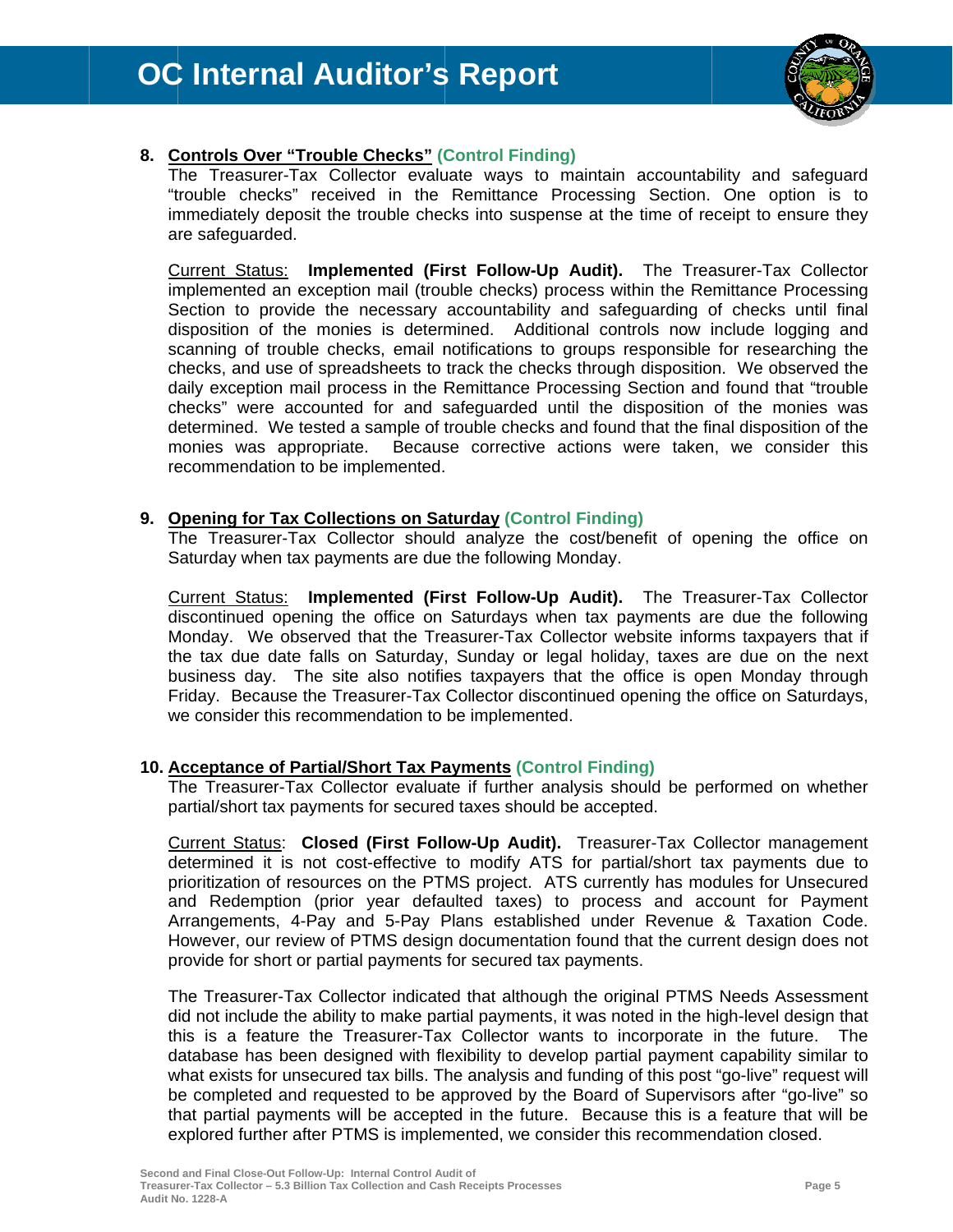8. **Controls Over "Trouble Checks"** **(Control Finding)**
   The Treasurer-Tax Collector evaluate ways to maintain accountability and safeguard "trouble checks" received in the Remittance Processing Section. One option is to immediately deposit the trouble checks into suspense at the time of receipt to ensure they are safeguarded.

   Current Status: **Implemented (First Follow-Up Audit).** The Treasurer-Tax Collector implemented an exception mail (trouble checks) process within the Remittance Processing Section to provide the necessary accountability and safeguarding of checks until final disposition of the monies is determined. Additional controls now include logging and scanning of trouble checks, email notifications to groups responsible for researching the checks, and use of spreadsheets to track the checks through disposition. We observed the daily exception mail process in the Remittance Processing Section and found that "trouble checks" were accounted for and safeguarded until the disposition of the monies was determined. We tested a sample of trouble checks and found that the final disposition of the monies was appropriate. Because corrective actions were taken, we consider this recommendation to be implemented.

9. **Opening for Tax Collections on Saturday** **(Control Finding)**
   The Treasurer-Tax Collector should analyze the cost/benefit of opening the office on Saturday when tax payments are due the following Monday.

   Current Status: **Implemented (First Follow-Up Audit).** The Treasurer-Tax Collector discontinued opening the office on Saturdays when tax payments are due the following Monday. We observed that the Treasurer-Tax Collector website informs taxpayers that if the tax due date falls on Saturday, Sunday or legal holiday, taxes are due on the next business day. The site also notifies taxpayers that the office is open Monday through Friday. Because the Treasurer-Tax Collector discontinued opening the office on Saturdays, we consider this recommendation to be implemented.

10. **Acceptance of Partial/Short Tax Payments** **(Control Finding)**
    The Treasurer-Tax Collector evaluate if further analysis should be performed on whether partial/short tax payments for secured taxes should be accepted.

    Current Status: **Closed (First Follow-Up Audit).** Treasurer-Tax Collector management determined it is not cost-effective to modify ATS for partial/short tax payments due to prioritization of resources on the PTMS project. ATS currently has modules for Unsecured and Redemption (prior year defaulted taxes) to process and account for Payment Arrangements, 4-Pay and 5-Pay Plans established under Revenue & Taxation Code. However, our review of PTMS design documentation found that the current design does not provide for short or partial payments for secured tax payments.

    The Treasurer-Tax Collector indicated that although the original PTMS Needs Assessment did not include the ability to make partial payments, it was noted in the high-level design that this is a feature the Treasurer-Tax Collector wants to incorporate in the future. The database has been designed with flexibility to develop partial payment capability similar to what exists for unsecured tax bills. The analysis and funding of this post "go-live" request will be completed and requested to be approved by the Board of Supervisors after "go-live" so that partial payments will be accepted in the future. Because this is a feature that will be explored further after PTMS is implemented, we consider this recommendation closed.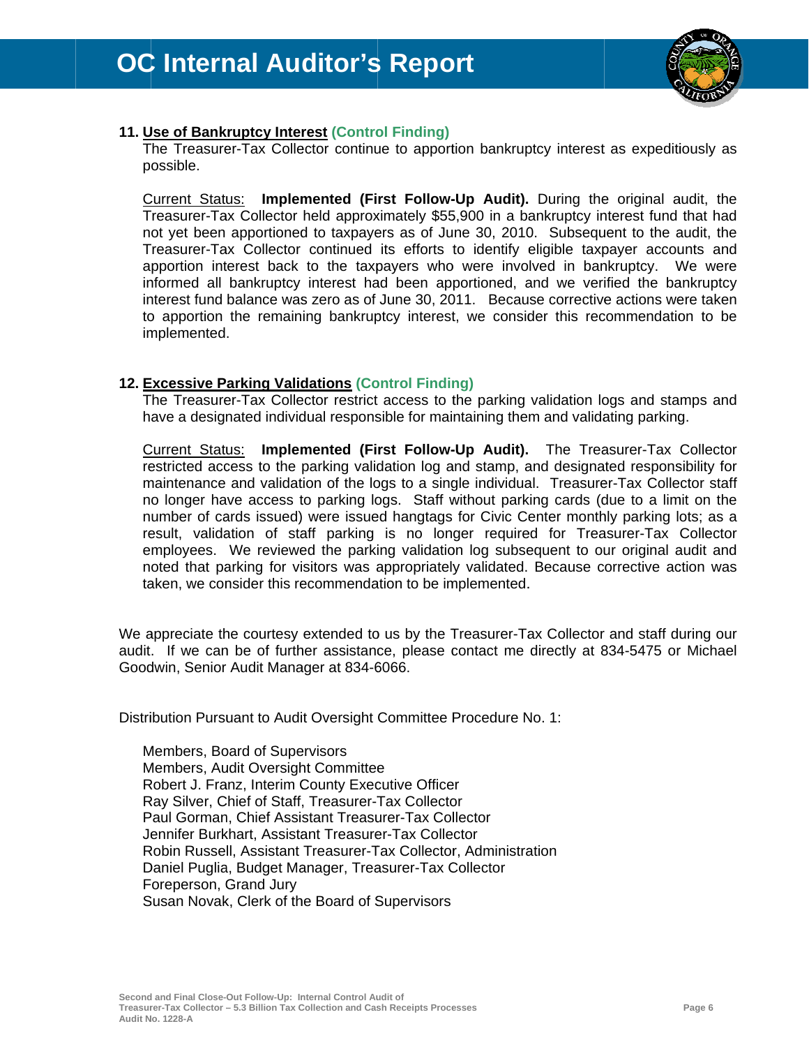**11. Use of Bankruptcy Interest (Control Finding)**

The Treasurer-Tax Collector continue to apportion bankruptcy interest as expeditiously as possible.

Current Status: **Implemented (First Follow-Up Audit).** During the original audit, the Treasurer-Tax Collector held approximately $55,900 in a bankruptcy interest fund that had not yet been apportioned to taxpayers as of June 30, 2010. Subsequent to the audit, the Treasurer-Tax Collector continued its efforts to identify eligible taxpayer accounts and apportion interest back to the taxpayers who were involved in bankruptcy. We were informed all bankruptcy interest had been apportioned, and we verified the bankruptcy interest fund balance was zero as of June 30, 2011. Because corrective actions were taken to apportion the remaining bankruptcy interest, we consider this recommendation to be implemented.

**12. Excessive Parking Validations (Control Finding)**

The Treasurer-Tax Collector restrict access to the parking validation logs and stamps and have a designated individual responsible for maintaining them and validating parking.

Current Status: **Implemented (First Follow-Up Audit).** The Treasurer-Tax Collector restricted access to the parking validation log and stamp, and designated responsibility for maintenance and validation of the logs to a single individual. Treasurer-Tax Collector staff no longer have access to parking logs. Staff without parking cards (due to a limit on the number of cards issued) were issued hangtags for Civic Center monthly parking lots; as a result, validation of staff parking is no longer required for Treasurer-Tax Collector employees. We reviewed the parking validation log subsequent to our original audit and noted that parking for visitors was appropriately validated. Because corrective action was taken, we consider this recommendation to be implemented.

We appreciate the courtesy extended to us by the Treasurer-Tax Collector and staff during our audit. If we can be of further assistance, please contact me directly at 834-5475 or Michael Goodwin, Senior Audit Manager at 834-6066.

Distribution Pursuant to Audit Oversight Committee Procedure No. 1:

Members, Board of Supervisors
Members, Audit Oversight Committee
Robert J. Franz, Interim County Executive Officer
Ray Silver, Chief of Staff, Treasurer-Tax Collector
Paul Gorman, Chief Assistant Treasurer-Tax Collector
Jennifer Burkhart, Assistant Treasurer-Tax Collector
Robin Russell, Assistant Treasurer-Tax Collector, Administration
Daniel Puglia, Budget Manager, Treasurer-Tax Collector
Foreperson, Grand Jury
Susan Novak, Clerk of the Board of Supervisors